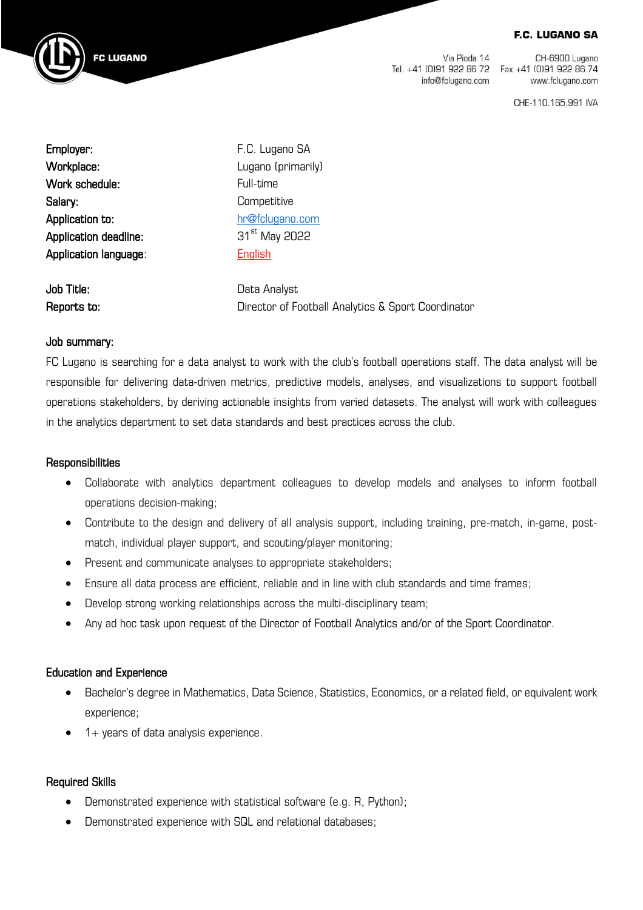**F.C. LUGANO SA**

Via Pioda 14
CH-6900 Lugano
Tel. +41 (0)91 922 86 72
Fax +41 (0)91 922 86 74
info@fclugano.com
www.fclugano.com

CHE-110.165.991 IVA

| | |
|---|---|
| Employer: | F.C. Lugano SA |
| Workplace: | Lugano (primarily) |
| Work schedule: | Full-time |
| Salary: | Competitive |
| Application to: | hr@fclugano.com |
| Application deadline: | 31st May 2022 |
| Application language: | English |
| | |
| Job Title: | Data Analyst |
| Reports to: | Director of Football Analytics & Sport Coordinator |

## Job summary:

FC Lugano is searching for a data analyst to work with the club's football operations staff. The data analyst will be responsible for delivering data-driven metrics, predictive models, analyses, and visualizations to support football operations stakeholders, by deriving actionable insights from varied datasets. The analyst will work with colleagues in the analytics department to set data standards and best practices across the club.

## Responsibilities

- Collaborate with analytics department colleagues to develop models and analyses to inform football operations decision-making;
- Contribute to the design and delivery of all analysis support, including training, pre-match, in-game, post-match, individual player support, and scouting/player monitoring;
- Present and communicate analyses to appropriate stakeholders;
- Ensure all data process are efficient, reliable and in line with club standards and time frames;
- Develop strong working relationships across the multi-disciplinary team;
- Any ad hoc task upon request of the Director of Football Analytics and/or of the Sport Coordinator.

## Education and Experience

- Bachelor's degree in Mathematics, Data Science, Statistics, Economics, or a related field, or equivalent work experience;
- 1+ years of data analysis experience.

## Required Skills

- Demonstrated experience with statistical software (e.g. R, Python);
- Demonstrated experience with SQL and relational databases;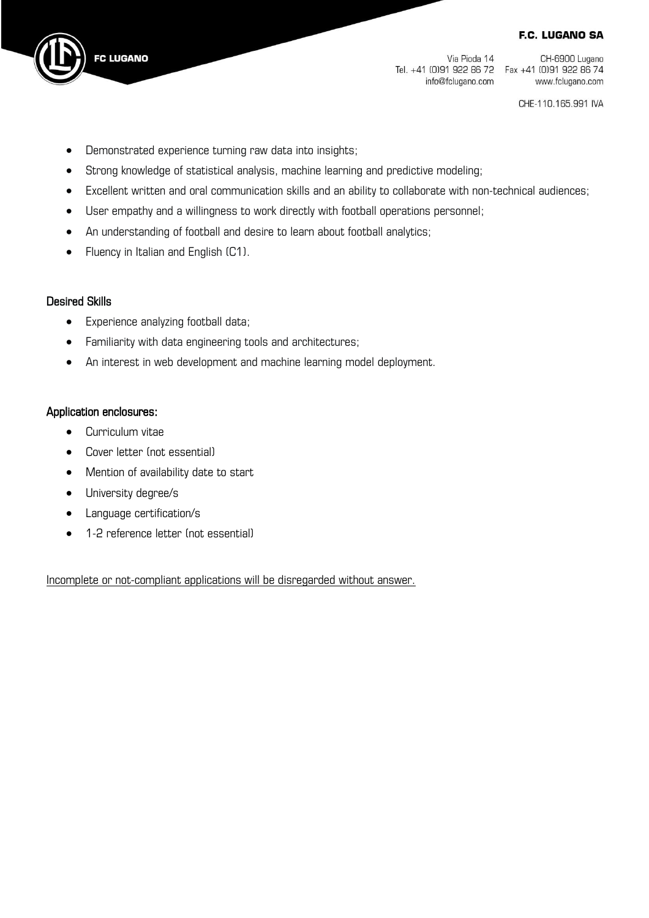- Demonstrated experience turning raw data into insights;
- Strong knowledge of statistical analysis, machine learning and predictive modeling;
- Excellent written and oral communication skills and an ability to collaborate with non-technical audiences;
- User empathy and a willingness to work directly with football operations personnel;
- An understanding of football and desire to learn about football analytics;
- Fluency in Italian and English (C1).

### Desired Skills

- Experience analyzing football data;
- Familiarity with data engineering tools and architectures;
- An interest in web development and machine learning model deployment.

### Application enclosures:

- Curriculum vitae
- Cover letter (not essential)
- Mention of availability date to start
- University degree/s
- Language certification/s
- 1-2 reference letter (not essential)

Incomplete or not-compliant applications will be disregarded without answer.